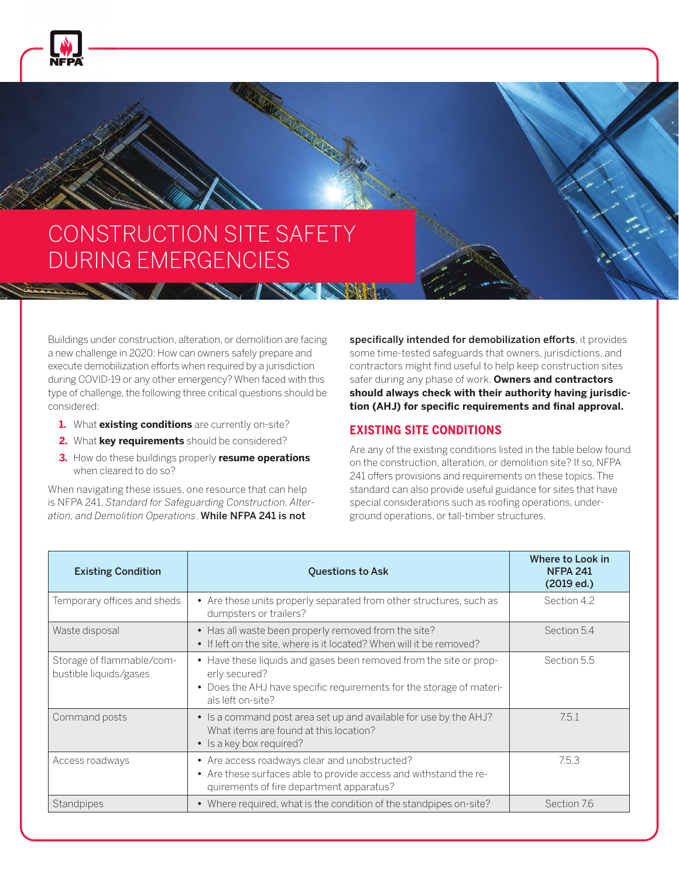# CONSTRUCTION SITE SAFETY DURING EMERGENCIES

Buildings under construction, alteration, or demolition are facing a new challenge in 2020: How can owners safely prepare and execute demobilization efforts when required by a jurisdiction during COVID-19 or any other emergency? When faced with this type of challenge, the following three critical questions should be considered:

1. What **existing conditions** are currently on-site?
2. What **key requirements** should be considered?
3. How do these buildings properly **resume operations** when cleared to do so?

When navigating these issues, one resource that can help is NFPA 241, *Standard for Safeguarding Construction, Alteration, and Demolition Operations*. **While NFPA 241 is not specifically intended for demobilization efforts**, it provides some time-tested safeguards that owners, jurisdictions, and contractors might find useful to help keep construction sites safer during any phase of work. **Owners and contractors should always check with their authority having jurisdiction (AHJ) for specific requirements and final approval.**

## EXISTING SITE CONDITIONS

Are any of the existing conditions listed in the table below found on the construction, alteration, or demolition site? If so, NFPA 241 offers provisions and requirements on these topics. The standard can also provide useful guidance for sites that have special considerations such as roofing operations, underground operations, or tall-timber structures.

| Existing Condition | Questions to Ask | Where to Look in NFPA 241 (2019 ed.) |
| --- | --- | --- |
| Temporary offices and sheds | • Are these units properly separated from other structures, such as dumpsters or trailers? | Section 4.2 |
| Waste disposal | • Has all waste been properly removed from the site?<br>• If left on the site, where is it located? When will it be removed? | Section 5.4 |
| Storage of flammable/combustible liquids/gases | • Have these liquids and gases been removed from the site or properly secured?<br>• Does the AHJ have specific requirements for the storage of materials left on-site? | Section 5.5 |
| Command posts | • Is a command post area set up and available for use by the AHJ? What items are found at this location?<br>• Is a key box required? | 7.5.1 |
| Access roadways | • Are access roadways clear and unobstructed?<br>• Are these surfaces able to provide access and withstand the requirements of fire department apparatus? | 7.5.3 |
| Standpipes | • Where required, what is the condition of the standpipes on-site? | Section 7.6 |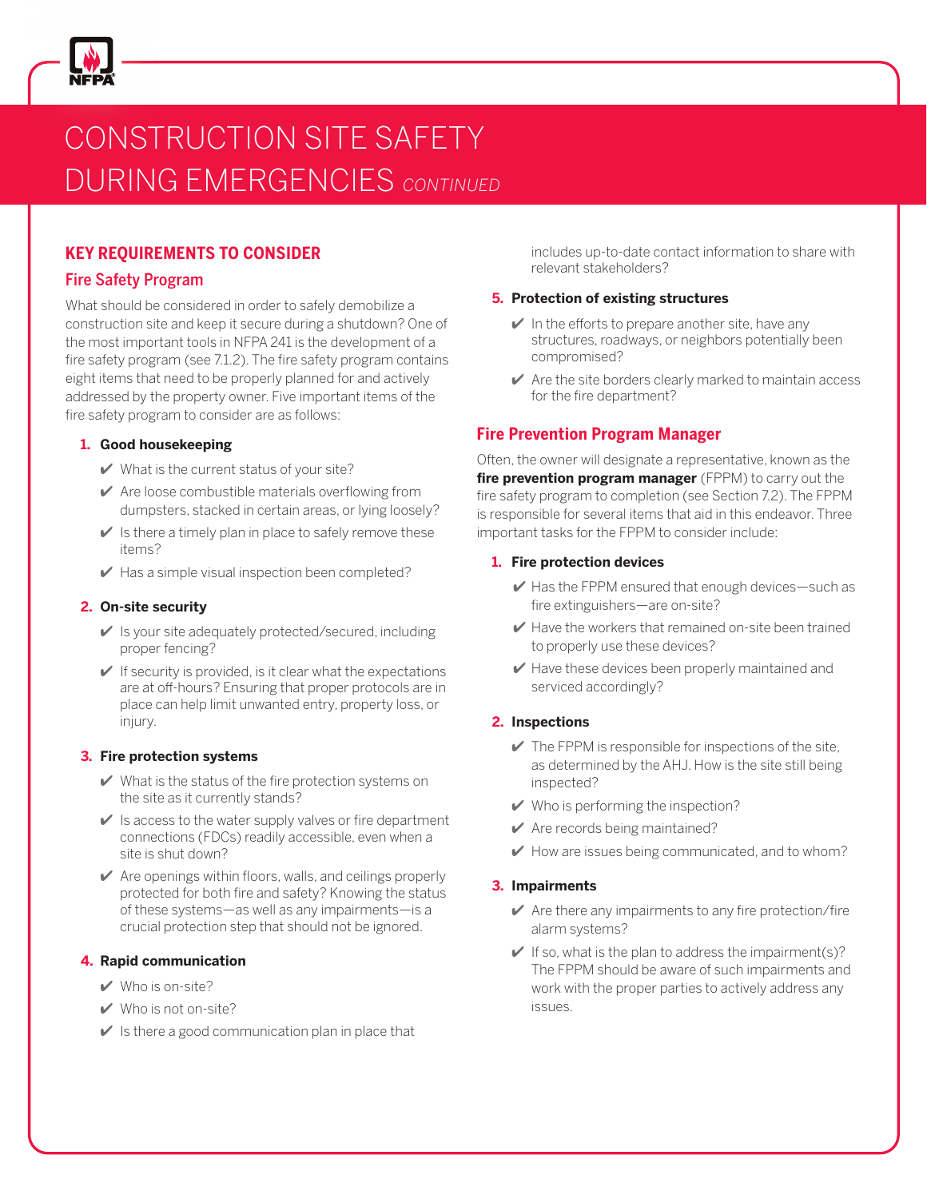# CONSTRUCTION SITE SAFETY DURING EMERGENCIES *CONTINUED*

## KEY REQUIREMENTS TO CONSIDER

### Fire Safety Program

What should be considered in order to safely demobilize a construction site and keep it secure during a shutdown? One of the most important tools in NFPA 241 is the development of a fire safety program (see 7.1.2). The fire safety program contains eight items that need to be properly planned for and actively addressed by the property owner. Five important items of the fire safety program to consider are as follows:

1. **Good housekeeping**
   - ✔ What is the current status of your site?
   - ✔ Are loose combustible materials overflowing from dumpsters, stacked in certain areas, or lying loosely?
   - ✔ Is there a timely plan in place to safely remove these items?
   - ✔ Has a simple visual inspection been completed?

2. **On-site security**
   - ✔ Is your site adequately protected/secured, including proper fencing?
   - ✔ If security is provided, is it clear what the expectations are at off-hours? Ensuring that proper protocols are in place can help limit unwanted entry, property loss, or injury.

3. **Fire protection systems**
   - ✔ What is the status of the fire protection systems on the site as it currently stands?
   - ✔ Is access to the water supply valves or fire department connections (FDCs) readily accessible, even when a site is shut down?
   - ✔ Are openings within floors, walls, and ceilings properly protected for both fire and safety? Knowing the status of these systems—as well as any impairments—is a crucial protection step that should not be ignored.

4. **Rapid communication**
   - ✔ Who is on-site?
   - ✔ Who is not on-site?
   - ✔ Is there a good communication plan in place that includes up-to-date contact information to share with relevant stakeholders?

5. **Protection of existing structures**
   - ✔ In the efforts to prepare another site, have any structures, roadways, or neighbors potentially been compromised?
   - ✔ Are the site borders clearly marked to maintain access for the fire department?

### Fire Prevention Program Manager

Often, the owner will designate a representative, known as the **fire prevention program manager** (FPPM) to carry out the fire safety program to completion (see Section 7.2). The FPPM is responsible for several items that aid in this endeavor. Three important tasks for the FPPM to consider include:

1. **Fire protection devices**
   - ✔ Has the FPPM ensured that enough devices—such as fire extinguishers—are on-site?
   - ✔ Have the workers that remained on-site been trained to properly use these devices?
   - ✔ Have these devices been properly maintained and serviced accordingly?

2. **Inspections**
   - ✔ The FPPM is responsible for inspections of the site, as determined by the AHJ. How is the site still being inspected?
   - ✔ Who is performing the inspection?
   - ✔ Are records being maintained?
   - ✔ How are issues being communicated, and to whom?

3. **Impairments**
   - ✔ Are there any impairments to any fire protection/fire alarm systems?
   - ✔ If so, what is the plan to address the impairment(s)? The FPPM should be aware of such impairments and work with the proper parties to actively address any issues.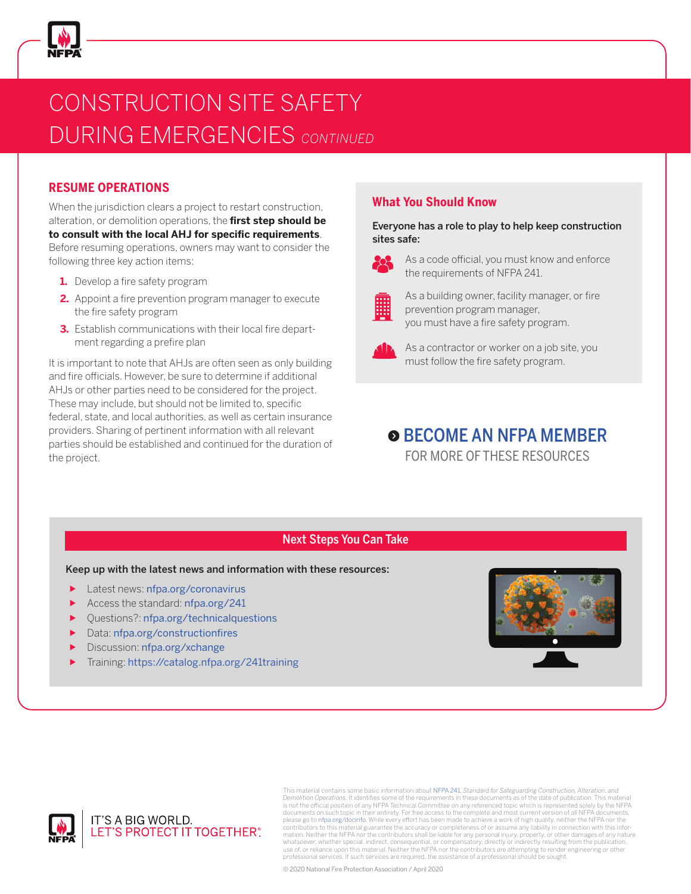# CONSTRUCTION SITE SAFETY DURING EMERGENCIES *CONTINUED*

## RESUME OPERATIONS

When the jurisdiction clears a project to restart construction, alteration, or demolition operations, the **first step should be to consult with the local AHJ for specific requirements**. Before resuming operations, owners may want to consider the following three key action items:

1. Develop a fire safety program
2. Appoint a fire prevention program manager to execute the fire safety program
3. Establish communications with their local fire department regarding a prefire plan

It is important to note that AHJs are often seen as only building and fire officials. However, be sure to determine if additional AHJs or other parties need to be considered for the project. These may include, but should not be limited to, specific federal, state, and local authorities, as well as certain insurance providers. Sharing of pertinent information with all relevant parties should be established and continued for the duration of the project.

## What You Should Know

**Everyone has a role to play to help keep construction sites safe:**

- As a code official, you must know and enforce the requirements of NFPA 241.
- As a building owner, facility manager, or fire prevention program manager, you must have a fire safety program.
- As a contractor or worker on a job site, you must follow the fire safety program.

**BECOME AN NFPA MEMBER**
FOR MORE OF THESE RESOURCES

## Next Steps You Can Take

**Keep up with the latest news and information with these resources:**

- Latest news: nfpa.org/coronavirus
- Access the standard: nfpa.org/241
- Questions?: nfpa.org/technicalquestions
- Data: nfpa.org/constructionfires
- Discussion: nfpa.org/xchange
- Training: https://catalog.nfpa.org/241training

IT'S A BIG WORLD.
LET'S PROTECT IT TOGETHER.®

This material contains some basic information about NFPA 241, *Standard for Safeguarding Construction, Alteration, and Demolition Operations*. It identifies some of the requirements in these documents as of the date of publication. This material is not the official position of any NFPA Technical Committee on any referenced topic which is represented solely by the NFPA documents on such topic in their entirety. For free access to the complete and most current version of all NFPA documents, please go to nfpa.org/docinfo. While every effort has been made to achieve a work of high quality, neither the NFPA nor the contributors to this material guarantee the accuracy or completeness of or assume any liability in connection with this information. Neither the NFPA nor the contributors shall be liable for any personal injury, property, or other damages of any nature whatsoever, whether special, indirect, consequential, or compensatory, directly or indirectly resulting from the publication, use of, or reliance upon this material. Neither the NFPA nor the contributors are attempting to render engineering or other professional services. If such services are required, the assistance of a professional should be sought.

© 2020 National Fire Protection Association / April 2020